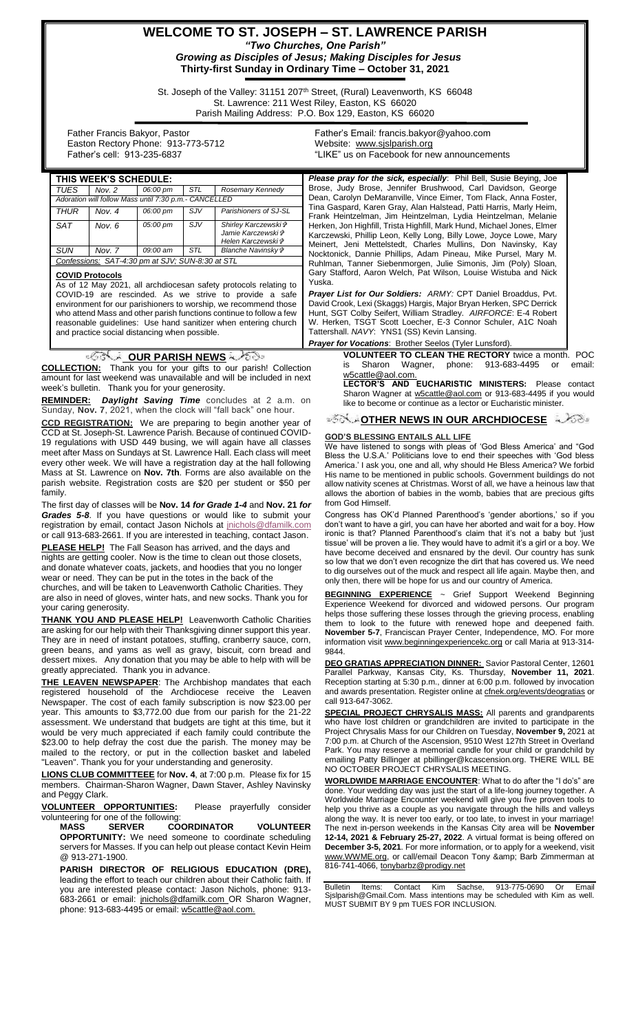# WELCOME TO ST. JOSEPH – ST. LAWRENCE PARISH

***"Two Churches, One Parish"***

***Growing as Disciples of Jesus; Making Disciples for Jesus***

**Thirty-first Sunday in Ordinary Time – October 31, 2021**

St. Joseph of the Valley: 31151 207th Street, (Rural) Leavenworth, KS 66048
St. Lawrence: 211 West Riley, Easton, KS 66020
Parish Mailing Address: P.O. Box 129, Easton, KS 66020

Father Francis Bakyor, Pastor
Easton Rectory Phone: 913-773-5712
Father's cell: 913-235-6837

Father's Email: francis.bakyor@yahoo.com
Website: www.sjslparish.org
"LIKE" us on Facebook for new announcements

| THIS WEEK'S SCHEDULE: | | | | |
|---|---|---|---|---|
| *TUES* | *Nov. 2* | *06:00 pm* | *STL* | *Rosemary Kennedy* |
| *Adoration will follow Mass until 7:30 p.m.- CANCELLED* | | | | |
| *THUR* | *Nov. 4* | *06:00 pm* | *SJV* | *Parishioners of SJ-SL* |
| *SAT* | *Nov. 6* | *05:00 pm* | *SJV* | *Shirley Karczewski ✞ Jamie Karczewski ✞ Helen Karczewski ✞* |
| *SUN* | *Nov. 7* | *09:00 am* | *STL* | *Blanche Navinsky ✞* |
| *Confessions: SAT-4:30 pm at SJV; SUN-8:30 at STL* | | | | |

**COVID Protocols**

As of 12 May 2021, all archdiocesan safety protocols relating to COVID-19 are rescinded. As we strive to provide a safe environment for our parishioners to worship, we recommend those who attend Mass and other parish functions continue to follow a few reasonable guidelines: Use hand sanitizer when entering church and practice social distancing when possible.

***Please pray for the sick, especially***: Phil Bell, Susie Beying, Joe Brose, Judy Brose, Jennifer Brushwood, Carl Davidson, George Dean, Carolyn DeMaranville, Vince Eimer, Tom Flack, Anna Foster, Tina Gaspard, Karen Gray, Alan Halstead, Patti Harris, Marly Heim, Frank Heintzelman, Jim Heintzelman, Lydia Heintzelman, Melanie Herken, Jon Highfill, Trista Highfill, Mark Hund, Michael Jones, Elmer Karczewski, Phillip Leon, Kelly Long, Billy Lowe, Joyce Lowe, Mary Meinert, Jeni Mettelstedt, Charles Mullins, Don Navinsky, Kay Nocktonick, Dannie Phillips, Adam Pineau, Mike Pursel, Mary M. Ruhlman, Tanner Siebenmorgen, Julie Simonis, Jim (Poly) Sloan, Gary Stafford, Aaron Welch, Pat Wilson, Louise Wistuba and Nick Yuska.

***Prayer List for Our Soldiers:*** *ARMY:* CPT Daniel Broaddus, Pvt. David Crook, Lexi (Skaggs) Hargis, Major Bryan Herken, SPC Derrick Hunt, SGT Colby Seifert, William Stradley. *AIRFORCE*: E-4 Robert W. Herken, TSGT Scott Loecher, E-3 Connor Schuler, A1C Noah Tattershall. *NAVY*: YNS1 (SS) Kevin Lansing.

***Prayer for Vocations***: Brother Seelos (Tyler Lunsford).

## OUR PARISH NEWS

**COLLECTION:** Thank you for your gifts to our parish! Collection amount for last weekend was unavailable and will be included in next week's bulletin. Thank you for your generosity.

**REMINDER:** ***Daylight Saving Time*** concludes at 2 a.m. on Sunday, **Nov. 7**, 2021, when the clock will "fall back" one hour.

**CCD REGISTRATION:** We are preparing to begin another year of CCD at St. Joseph-St. Lawrence Parish. Because of continued COVID-19 regulations with USD 449 busing, we will again have all classes meet after Mass on Sundays at St. Lawrence Hall. Each class will meet every other week. We will have a registration day at the hall following Mass at St. Lawrence on **Nov. 7th**. Forms are also available on the parish website. Registration costs are $20 per student or $50 per family.

The first day of classes will be **Nov. 14** ***for Grade 1-4*** and **Nov. 21** ***for Grades 5-8***. If you have questions or would like to submit your registration by email, contact Jason Nichols at jnichols@dfamilk.com or call 913-683-2661. If you are interested in teaching, contact Jason.

**PLEASE HELP!** The Fall Season has arrived, and the days and nights are getting cooler. Now is the time to clean out those closets, and donate whatever coats, jackets, and hoodies that you no longer wear or need. They can be put in the totes in the back of the churches, and will be taken to Leavenworth Catholic Charities. They are also in need of gloves, winter hats, and new socks. Thank you for your caring generosity.

**THANK YOU AND PLEASE HELP!** Leavenworth Catholic Charities are asking for our help with their Thanksgiving dinner support this year. They are in need of instant potatoes, stuffing, cranberry sauce, corn, green beans, and yams as well as gravy, biscuit, corn bread and dessert mixes. Any donation that you may be able to help with will be greatly appreciated. Thank you in advance.

**THE LEAVEN NEWSPAPER**: The Archbishop mandates that each registered household of the Archdiocese receive the Leaven Newspaper. The cost of each family subscription is now $23.00 per year. This amounts to $3,772.00 due from our parish for the 21-22 assessment. We understand that budgets are tight at this time, but it would be very much appreciated if each family could contribute the $23.00 to help defray the cost due the parish. The money may be mailed to the rectory, or put in the collection basket and labeled "Leaven". Thank you for your understanding and generosity.

**LIONS CLUB COMMITTEEE** for **Nov. 4**, at 7:00 p.m. Please fix for 15 members. Chairman-Sharon Wagner, Dawn Staver, Ashley Navinsky and Peggy Clark.

**VOLUNTEER OPPORTUNITIES:** Please prayerfully consider volunteering for one of the following:

**MASS SERVER COORDINATOR VOLUNTEER OPPORTUNITY:** We need someone to coordinate scheduling servers for Masses. If you can help out please contact Kevin Heim @ 913-271-1900.

**PARISH DIRECTOR OF RELIGIOUS EDUCATION (DRE),** leading the effort to teach our children about their Catholic faith. If you are interested please contact: Jason Nichols, phone: 913-683-2661 or email: jnichols@dfamilk.com OR Sharon Wagner, phone: 913-683-4495 or email: w5cattle@aol.com.

**VOLUNTEER TO CLEAN THE RECTORY** twice a month. POC is Sharon Wagner, phone: 913-683-4495 or email: w5cattle@aol.com.

**LECTOR'S AND EUCHARISTIC MINISTERS:** Please contact Sharon Wagner at w5cattle@aol.com or 913-683-4495 if you would like to become or continue as a lector or Eucharistic minister.

## OTHER NEWS IN OUR ARCHDIOCESE

**GOD'S BLESSING ENTAILS ALL LIFE**

We have listened to songs with pleas of 'God Bless America' and "God Bless the U.S.A.' Politicians love to end their speeches with 'God bless America.' I ask you, one and all, why should He Bless America? We forbid His name to be mentioned in public schools. Government buildings do not allow nativity scenes at Christmas. Worst of all, we have a heinous law that allows the abortion of babies in the womb, babies that are precious gifts from God Himself.

Congress has OK'd Planned Parenthood's 'gender abortions,' so if you don't want to have a girl, you can have her aborted and wait for a boy. How ironic is that? Planned Parenthood's claim that it's not a baby but 'just tissue' will be proven a lie. They would have to admit it's a girl or a boy. We have become deceived and ensnared by the devil. Our country has sunk so low that we don't even recognize the dirt that has covered us. We need to dig ourselves out of the muck and respect all life again. Maybe then, and only then, there will be hope for us and our country of America.

**BEGINNING EXPERIENCE** ~ Grief Support Weekend Beginning Experience Weekend for divorced and widowed persons. Our program helps those suffering these losses through the grieving process, enabling them to look to the future with renewed hope and deepened faith. **November 5-7**, Franciscan Prayer Center, Independence, MO. For more information visit www.beginningexperiencekc.org or call Maria at 913-314-9844.

**DEO GRATIAS APPRECIATION DINNER:** Savior Pastoral Center, 12601 Parallel Parkway, Kansas City, Ks. Thursday, **November 11, 2021**. Reception starting at 5:30 p.m., dinner at 6:00 p.m. followed by invocation and awards presentation. Register online at cfnek.org/events/deogratias or call 913-647-3062.

**SPECIAL PROJECT CHRYSALIS MASS:** All parents and grandparents who have lost children or grandchildren are invited to participate in the Project Chrysalis Mass for our Children on Tuesday, **November 9,** 2021 at 7:00 p.m. at Church of the Ascension, 9510 West 127th Street in Overland Park. You may reserve a memorial candle for your child or grandchild by emailing Patty Billinger at pbillinger@kcascension.org. THERE WILL BE NO OCTOBER PROJECT CHRYSALIS MEETING.

**WORLDWIDE MARRIAGE ENCOUNTER**: What to do after the "I do's" are done. Your wedding day was just the start of a life-long journey together. A Worldwide Marriage Encounter weekend will give you five proven tools to help you thrive as a couple as you navigate through the hills and valleys along the way. It is never too early, or too late, to invest in your marriage! The next in-person weekends in the Kansas City area will be **November 12-14, 2021 & February 25-27, 2022**. A virtual format is being offered on **December 3-5, 2021**. For more information, or to apply for a weekend, visit www.WWME.org, or call/email Deacon Tony &amp; Barb Zimmerman at 816-741-4066, tonybarbz@prodigy.net

Bulletin Items: Contact Kim Sachse, 913-775-0690 Or Email Sjslparish@Gmail.Com. Mass intentions may be scheduled with Kim as well. MUST SUBMIT BY 9 pm TUES FOR INCLUSION.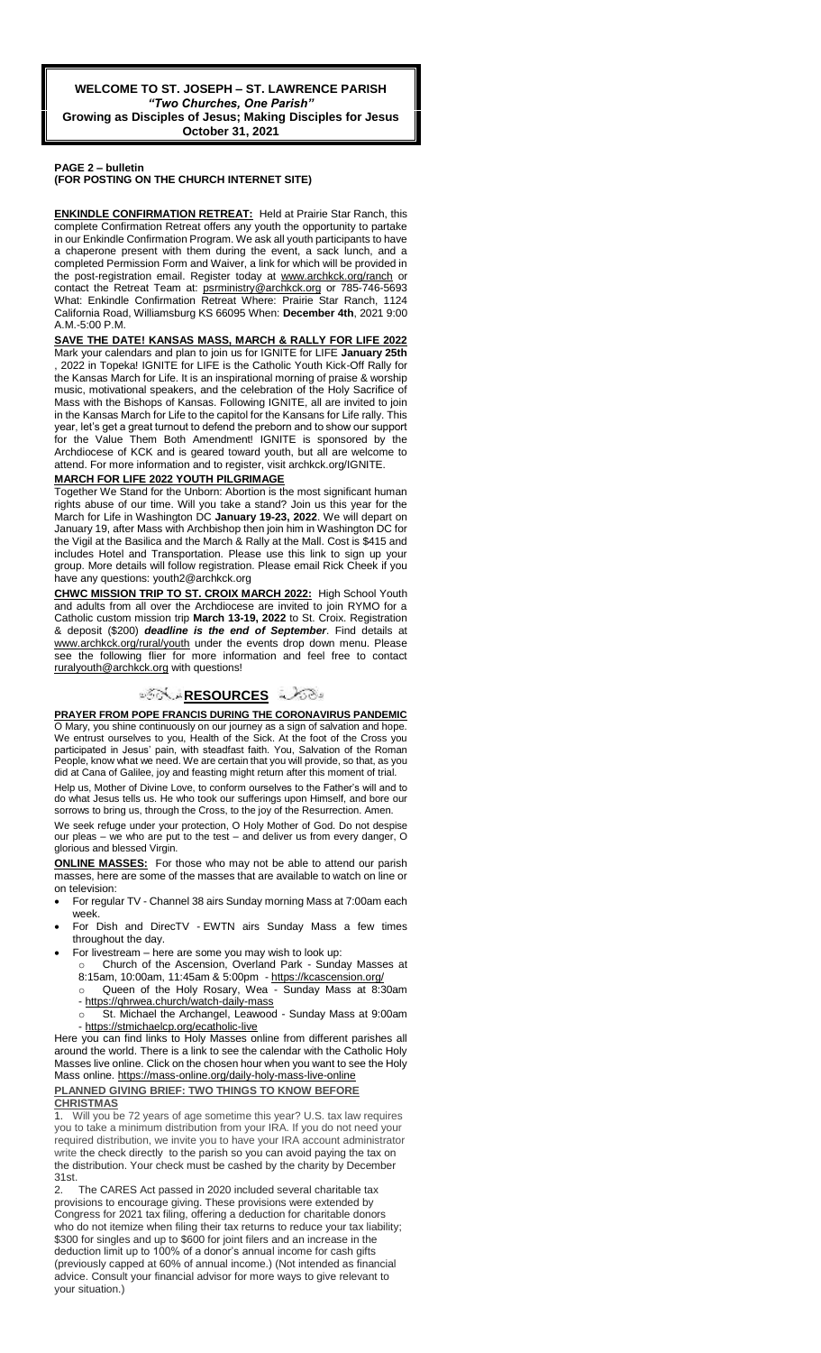**WELCOME TO ST. JOSEPH – ST. LAWRENCE PARISH**
***"Two Churches, One Parish"***
**Growing as Disciples of Jesus; Making Disciples for Jesus**
**October 31, 2021**

**PAGE 2 – bulletin**
**(FOR POSTING ON THE CHURCH INTERNET SITE)**

**ENKINDLE CONFIRMATION RETREAT:** Held at Prairie Star Ranch, this complete Confirmation Retreat offers any youth the opportunity to partake in our Enkindle Confirmation Program. We ask all youth participants to have a chaperone present with them during the event, a sack lunch, and a completed Permission Form and Waiver, a link for which will be provided in the post-registration email. Register today at www.archkck.org/ranch or contact the Retreat Team at: psrministry@archkck.org or 785-746-5693 What: Enkindle Confirmation Retreat Where: Prairie Star Ranch, 1124 California Road, Williamsburg KS 66095 When: **December 4th**, 2021 9:00 A.M.-5:00 P.M.

**SAVE THE DATE! KANSAS MASS, MARCH & RALLY FOR LIFE 2022**
Mark your calendars and plan to join us for IGNITE for LIFE **January 25th**, 2022 in Topeka! IGNITE for LIFE is the Catholic Youth Kick-Off Rally for the Kansas March for Life. It is an inspirational morning of praise & worship music, motivational speakers, and the celebration of the Holy Sacrifice of Mass with the Bishops of Kansas. Following IGNITE, all are invited to join in the Kansas March for Life to the capitol for the Kansans for Life rally. This year, let's get a great turnout to defend the preborn and to show our support for the Value Them Both Amendment! IGNITE is sponsored by the Archdiocese of KCK and is geared toward youth, but all are welcome to attend. For more information and to register, visit archkck.org/IGNITE.

**MARCH FOR LIFE 2022 YOUTH PILGRIMAGE**
Together We Stand for the Unborn: Abortion is the most significant human rights abuse of our time. Will you take a stand? Join us this year for the March for Life in Washington DC **January 19-23, 2022**. We will depart on January 19, after Mass with Archbishop then join him in Washington DC for the Vigil at the Basilica and the March & Rally at the Mall. Cost is $415 and includes Hotel and Transportation. Please use this link to sign up your group. More details will follow registration. Please email Rick Cheek if you have any questions: youth2@archkck.org

**CHWC MISSION TRIP TO ST. CROIX MARCH 2022:** High School Youth and adults from all over the Archdiocese are invited to join RYMO for a Catholic custom mission trip **March 13-19, 2022** to St. Croix. Registration & deposit ($200) ***deadline is the end of September***. Find details at www.archkck.org/rural/youth under the events drop down menu. Please see the following flier for more information and feel free to contact ruralyouth@archkck.org with questions!

## RESOURCES

**PRAYER FROM POPE FRANCIS DURING THE CORONAVIRUS PANDEMIC**
O Mary, you shine continuously on our journey as a sign of salvation and hope. We entrust ourselves to you, Health of the Sick. At the foot of the Cross you participated in Jesus' pain, with steadfast faith. You, Salvation of the Roman People, know what we need. We are certain that you will provide, so that, as you did at Cana of Galilee, joy and feasting might return after this moment of trial.

Help us, Mother of Divine Love, to conform ourselves to the Father's will and to do what Jesus tells us. He who took our sufferings upon Himself, and bore our sorrows to bring us, through the Cross, to the joy of the Resurrection. Amen.

We seek refuge under your protection, O Holy Mother of God. Do not despise our pleas – we who are put to the test – and deliver us from every danger, O glorious and blessed Virgin.

**ONLINE MASSES:** For those who may not be able to attend our parish masses, here are some of the masses that are available to watch on line or on television:

- For regular TV - Channel 38 airs Sunday morning Mass at 7:00am each week.
- For Dish and DirecTV - EWTN airs Sunday Mass a few times throughout the day.
- For livestream – here are some you may wish to look up:
  - Church of the Ascension, Overland Park - Sunday Masses at 8:15am, 10:00am, 11:45am & 5:00pm - https://kcascension.org/
  - Queen of the Holy Rosary, Wea - Sunday Mass at 8:30am - https://qhrwea.church/watch-daily-mass
  - St. Michael the Archangel, Leawood - Sunday Mass at 9:00am - https://stmichaelcp.org/ecatholic-live

Here you can find links to Holy Masses online from different parishes all around the world. There is a link to see the calendar with the Catholic Holy Masses live online. Click on the chosen hour when you want to see the Holy Mass online. https://mass-online.org/daily-holy-mass-live-online

**PLANNED GIVING BRIEF: TWO THINGS TO KNOW BEFORE CHRISTMAS**

1. Will you be 72 years of age sometime this year? U.S. tax law requires you to take a minimum distribution from your IRA. If you do not need your required distribution, we invite you to have your IRA account administrator write the check directly to the parish so you can avoid paying the tax on the distribution. Your check must be cashed by the charity by December 31st.
2. The CARES Act passed in 2020 included several charitable tax provisions to encourage giving. These provisions were extended by Congress for 2021 tax filing, offering a deduction for charitable donors who do not itemize when filing their tax returns to reduce your tax liability; $300 for singles and up to $600 for joint filers and an increase in the deduction limit up to 100% of a donor's annual income for cash gifts (previously capped at 60% of annual income.) (Not intended as financial advice. Consult your financial advisor for more ways to give relevant to your situation.)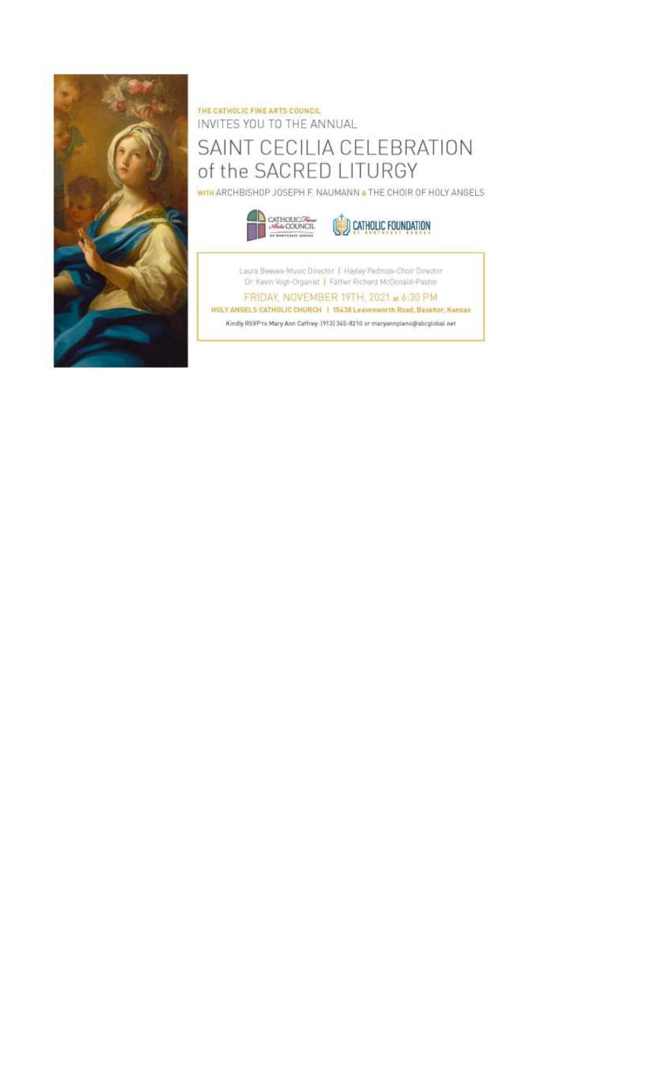THE CATHOLIC FINE ARTS COUNCIL

INVITES YOU TO THE ANNUAL

# SAINT CECILIA CELEBRATION of the SACRED LITURGY

WITH ARCHBISHOP JOSEPH F. NAUMANN & THE CHOIR OF HOLY ANGELS

Laura Beeves-Music Director | Hayley Pedroza-Choir Director

Dr. Kevin Vogt-Organist | Father Richard McDonald-Pastor

FRIDAY, NOVEMBER 19TH, 2021 at 6:30 PM

HOLY ANGELS CATHOLIC CHURCH | 15438 Leavenworth Road, Basehor, Kansas

Kindly RSVP to Mary Ann Caffrey: (913) 345-8210 or maryannpiano@sbcglobal.net